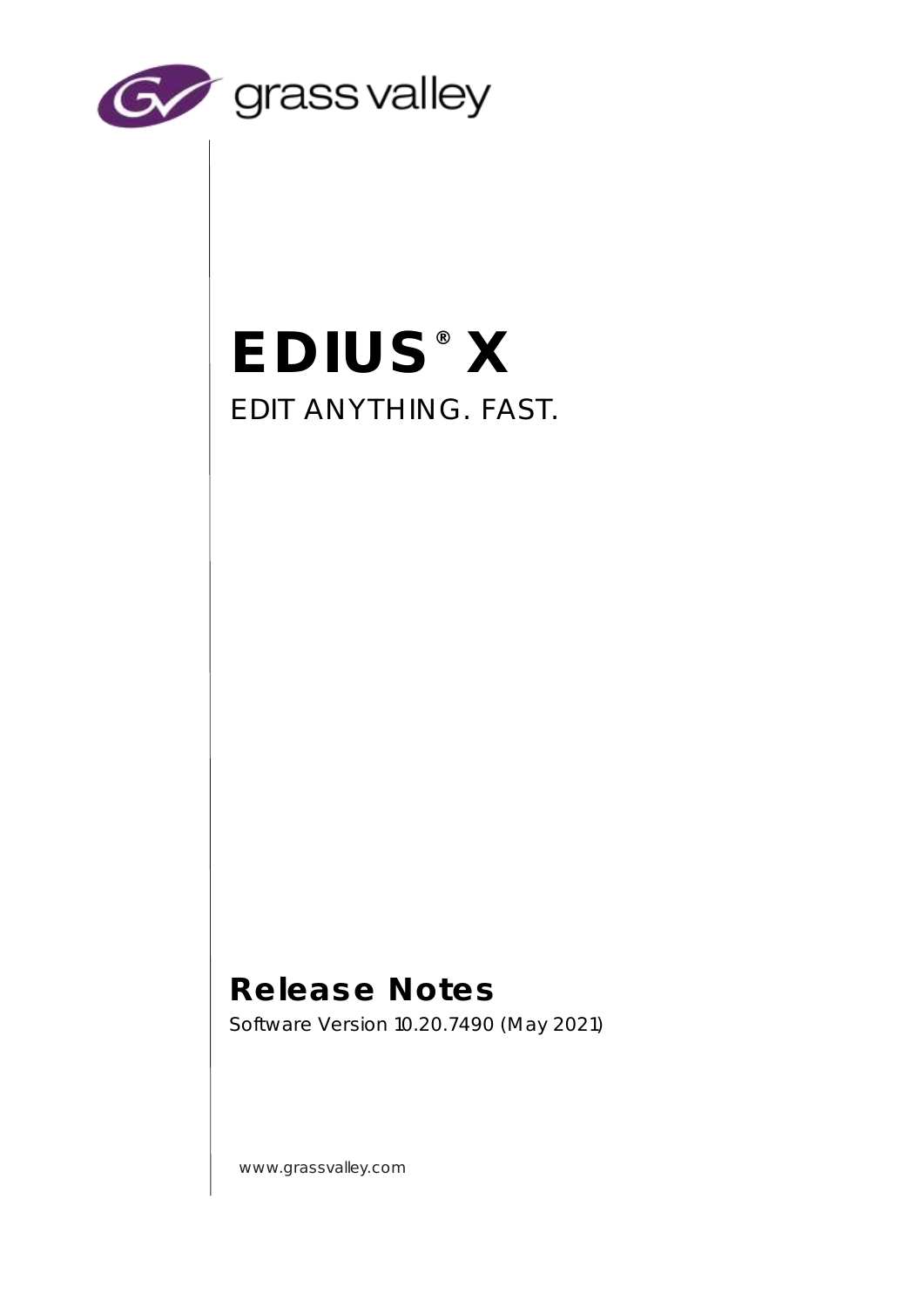grass valley

# EDIUS® X

EDIT ANYTHING. FAST.

## Release Notes

Software Version 10.20.7490 (May 2021)

www.grassvalley.com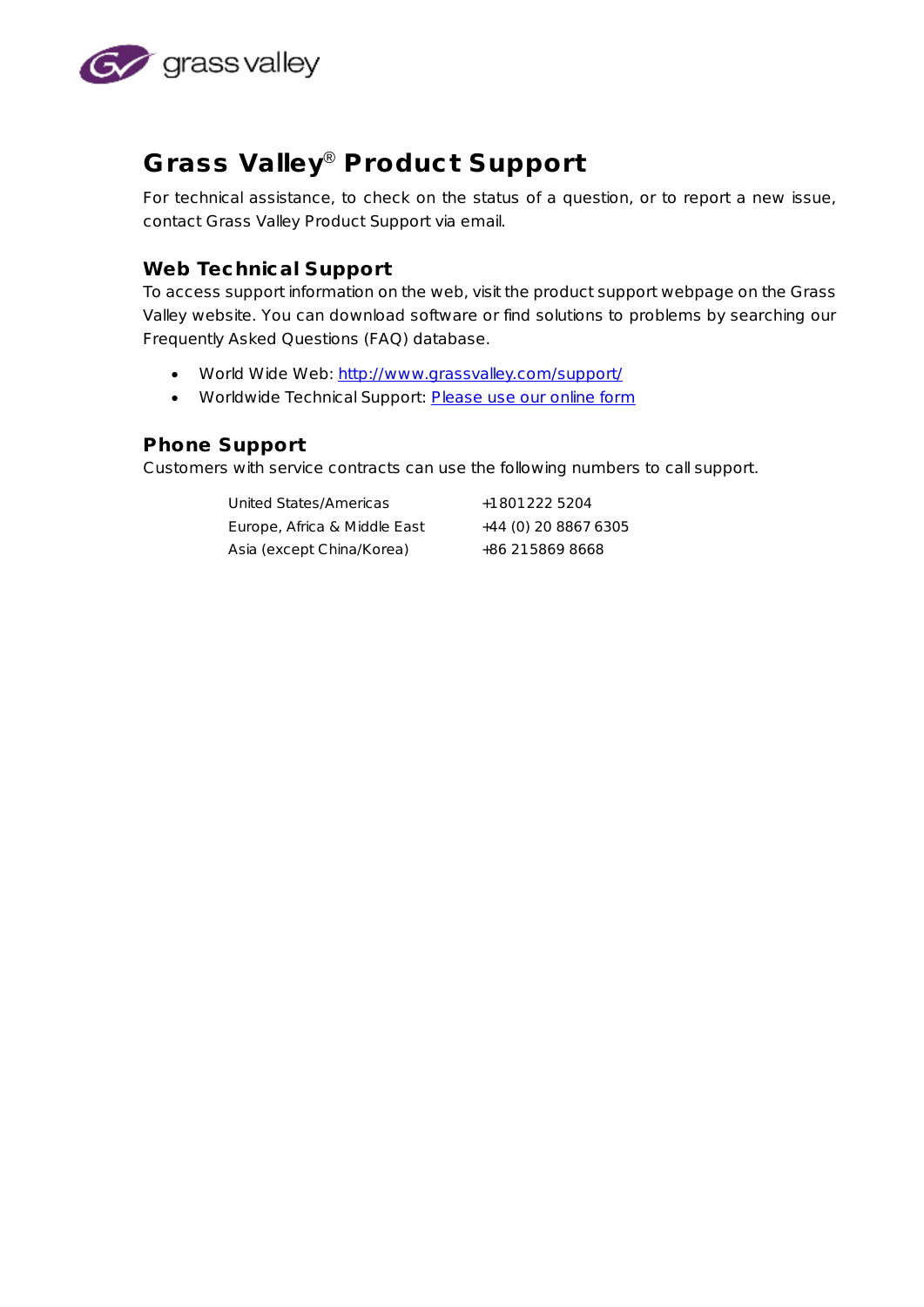# Grass Valley® Product Support

For technical assistance, to check on the status of a question, or to report a new issue, contact Grass Valley Product Support via email.

## Web Technical Support

To access support information on the web, visit the product support webpage on the Grass Valley website. You can download software or find solutions to problems by searching our Frequently Asked Questions (FAQ) database.

- World Wide Web: http://www.grassvalley.com/support/
- Worldwide Technical Support: Please use our online form

## Phone Support

Customers with service contracts can use the following numbers to call support.

| | |
|---|---|
| United States/Americas | +1 801 222 5204 |
| Europe, Africa & Middle East | +44 (0) 20 8867 6305 |
| Asia (except China/Korea) | +86 215869 8668 |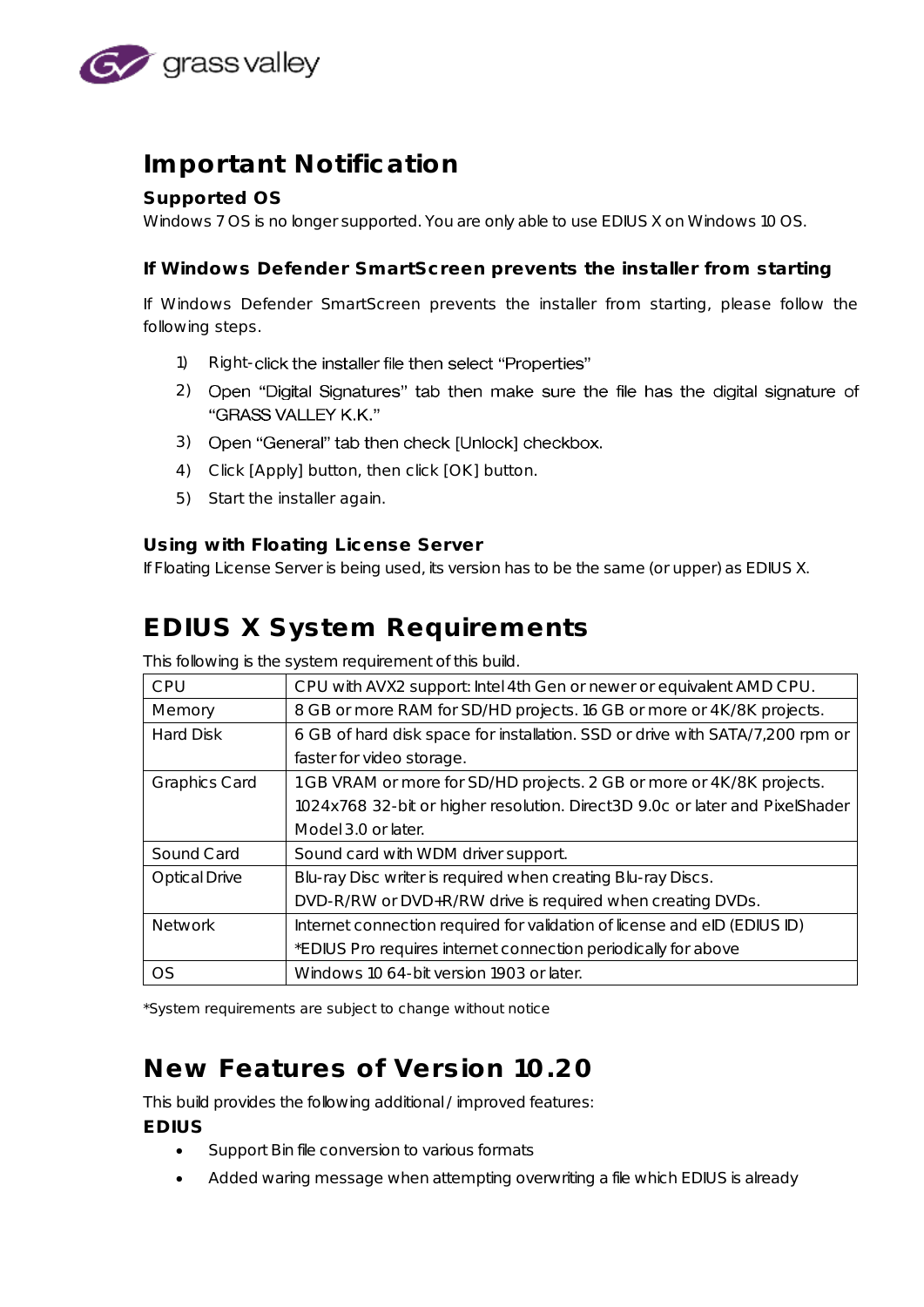# Important Notification

### Supported OS

Windows 7 OS is no longer supported. You are only able to use EDIUS X on Windows 10 OS.

### If Windows Defender SmartScreen prevents the installer from starting

If Windows Defender SmartScreen prevents the installer from starting, please follow the following steps.

1) Right-click the installer file then select "Properties"
2) Open "Digital Signatures" tab then make sure the file has the digital signature of "GRASS VALLEY K.K."
3) Open "General" tab then check [Unlock] checkbox.
4) Click [Apply] button, then click [OK] button.
5) Start the installer again.

### Using with Floating License Server

If Floating License Server is being used, its version has to be the same (or upper) as EDIUS X.

# EDIUS X System Requirements

This following is the system requirement of this build.

| | |
|---|---|
| CPU | CPU with AVX2 support: Intel 4th Gen or newer or equivalent AMD CPU. |
| Memory | 8 GB or more RAM for SD/HD projects. 16 GB or more or 4K/8K projects. |
| Hard Disk | 6 GB of hard disk space for installation. SSD or drive with SATA/7,200 rpm or faster for video storage. |
| Graphics Card | 1 GB VRAM or more for SD/HD projects. 2 GB or more or 4K/8K projects. 1024x768 32-bit or higher resolution. Direct3D 9.0c or later and PixelShader Model 3.0 or later. |
| Sound Card | Sound card with WDM driver support. |
| Optical Drive | Blu-ray Disc writer is required when creating Blu-ray Discs. DVD-R/RW or DVD+R/RW drive is required when creating DVDs. |
| Network | Internet connection required for validation of license and eID (EDIUS ID) *EDIUS Pro requires internet connection periodically for above |
| OS | Windows 10 64-bit version 1903 or later. |

*System requirements are subject to change without notice

# New Features of Version 10.20

This build provides the following additional / improved features:

**EDIUS**

- Support Bin file conversion to various formats
- Added waring message when attempting overwriting a file which EDIUS is already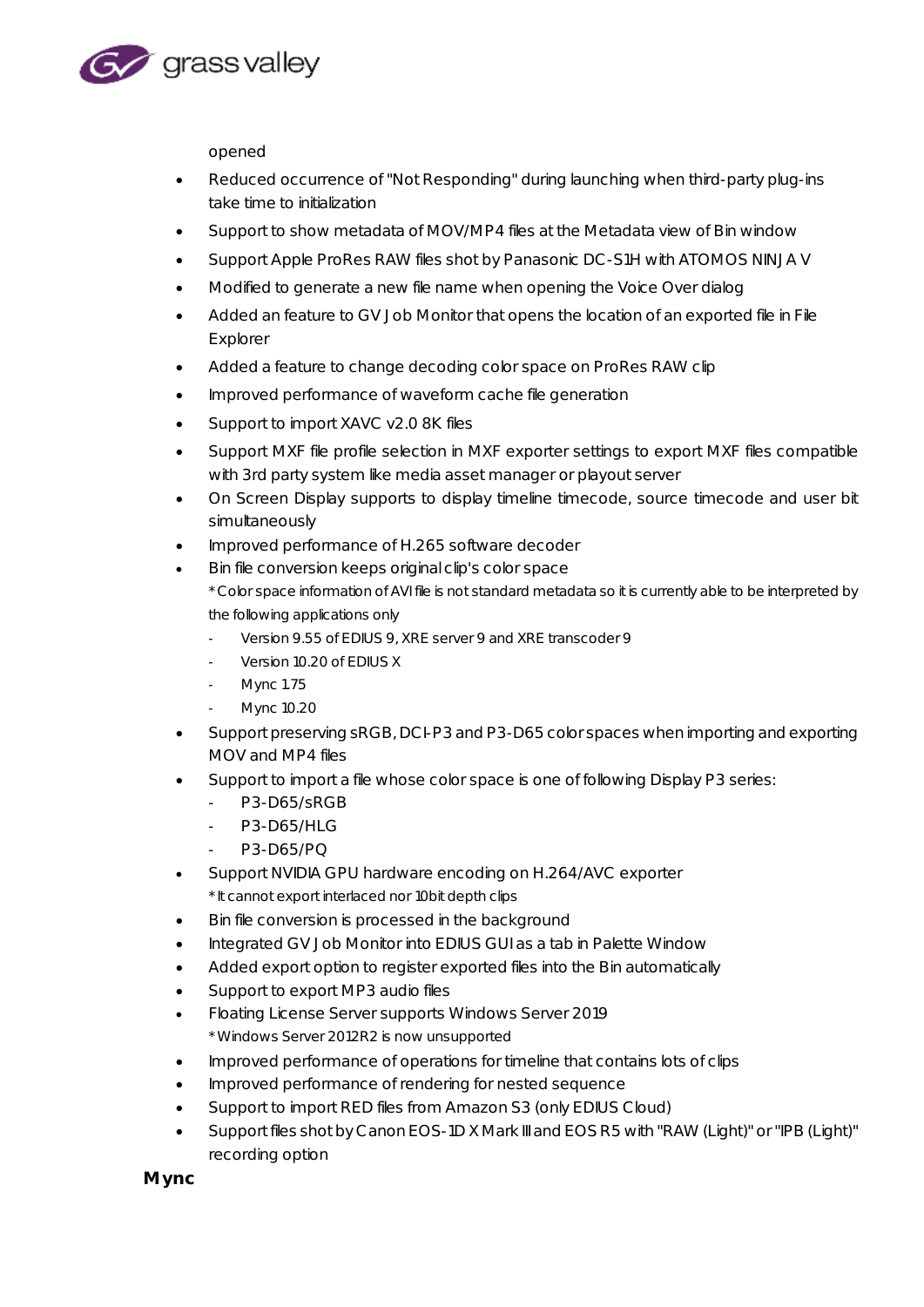opened

- Reduced occurrence of "Not Responding" during launching when third-party plug-ins take time to initialization
- Support to show metadata of MOV/MP4 files at the Metadata view of Bin window
- Support Apple ProRes RAW files shot by Panasonic DC-S1H with ATOMOS NINJA V
- Modified to generate a new file name when opening the Voice Over dialog
- Added an feature to GV Job Monitor that opens the location of an exported file in File Explorer
- Added a feature to change decoding color space on ProRes RAW clip
- Improved performance of waveform cache file generation
- Support to import XAVC v2.0 8K files
- Support MXF file profile selection in MXF exporter settings to export MXF files compatible with 3rd party system like media asset manager or playout server
- On Screen Display supports to display timeline timecode, source timecode and user bit simultaneously
- Improved performance of H.265 software decoder
- Bin file conversion keeps original clip's color space
  *Color space information of AVI file is not standard metadata so it is currently able to be interpreted by the following applications only
  - Version 9.55 of EDIUS 9, XRE server 9 and XRE transcoder 9
  - Version 10.20 of EDIUS X
  - Mync 1.75
  - Mync 10.20
- Support preserving sRGB, DCI-P3 and P3-D65 color spaces when importing and exporting MOV and MP4 files
- Support to import a file whose color space is one of following Display P3 series:
  - P3-D65/sRGB
  - P3-D65/HLG
  - P3-D65/PQ
- Support NVIDIA GPU hardware encoding on H.264/AVC exporter
  *It cannot export interlaced nor 10bit depth clips
- Bin file conversion is processed in the background
- Integrated GV Job Monitor into EDIUS GUI as a tab in Palette Window
- Added export option to register exported files into the Bin automatically
- Support to export MP3 audio files
- Floating License Server supports Windows Server 2019
  *Windows Server 2012R2 is now unsupported
- Improved performance of operations for timeline that contains lots of clips
- Improved performance of rendering for nested sequence
- Support to import RED files from Amazon S3 (only EDIUS Cloud)
- Support files shot by Canon EOS-1D X Mark III and EOS R5 with "RAW (Light)" or "IPB (Light)" recording option

**Mync**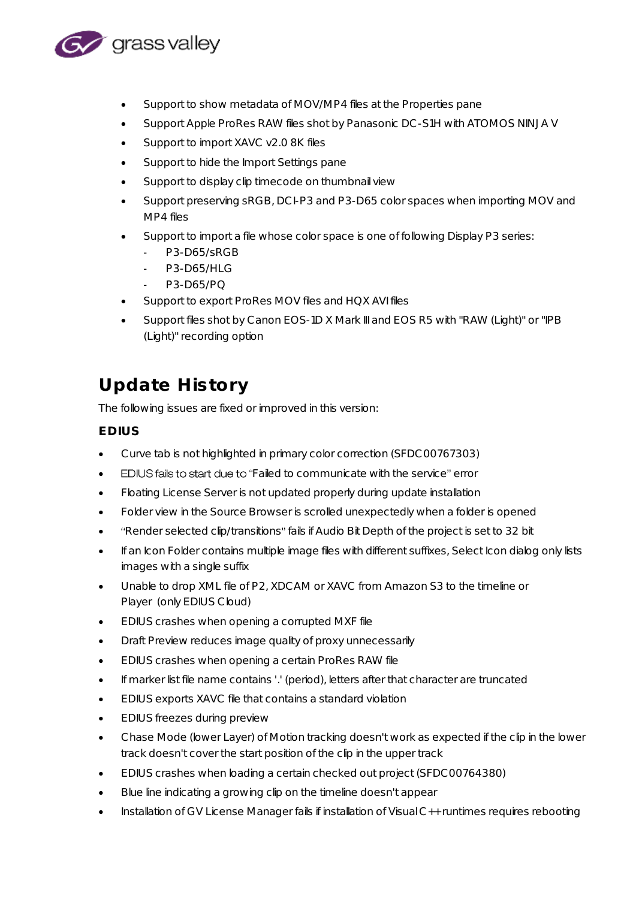- Support to show metadata of MOV/MP4 files at the Properties pane
- Support Apple ProRes RAW files shot by Panasonic DC-S1H with ATOMOS NINJA V
- Support to import XAVC v2.0 8K files
- Support to hide the Import Settings pane
- Support to display clip timecode on thumbnail view
- Support preserving sRGB, DCI-P3 and P3-D65 color spaces when importing MOV and MP4 files
- Support to import a file whose color space is one of following Display P3 series:
  - P3-D65/sRGB
  - P3-D65/HLG
  - P3-D65/PQ
- Support to export ProRes MOV files and HQX AVI files
- Support files shot by Canon EOS-1D X Mark III and EOS R5 with "RAW (Light)" or "IPB (Light)" recording option

## Update History

The following issues are fixed or improved in this version:

### EDIUS

- Curve tab is not highlighted in primary color correction (SFDC00767303)
- EDIUS fails to start due to "Failed to communicate with the service" error
- Floating License Server is not updated properly during update installation
- Folder view in the Source Browser is scrolled unexpectedly when a folder is opened
- "Render selected clip/transitions" fails if Audio Bit Depth of the project is set to 32 bit
- If an Icon Folder contains multiple image files with different suffixes, Select Icon dialog only lists images with a single suffix
- Unable to drop XML file of P2, XDCAM or XAVC from Amazon S3 to the timeline or Player (only EDIUS Cloud)
- EDIUS crashes when opening a corrupted MXF file
- Draft Preview reduces image quality of proxy unnecessarily
- EDIUS crashes when opening a certain ProRes RAW file
- If marker list file name contains '.' (period), letters after that character are truncated
- EDIUS exports XAVC file that contains a standard violation
- EDIUS freezes during preview
- Chase Mode (lower Layer) of Motion tracking doesn't work as expected if the clip in the lower track doesn't cover the start position of the clip in the upper track
- EDIUS crashes when loading a certain checked out project (SFDC00764380)
- Blue line indicating a growing clip on the timeline doesn't appear
- Installation of GV License Manager fails if installation of Visual C++ runtimes requires rebooting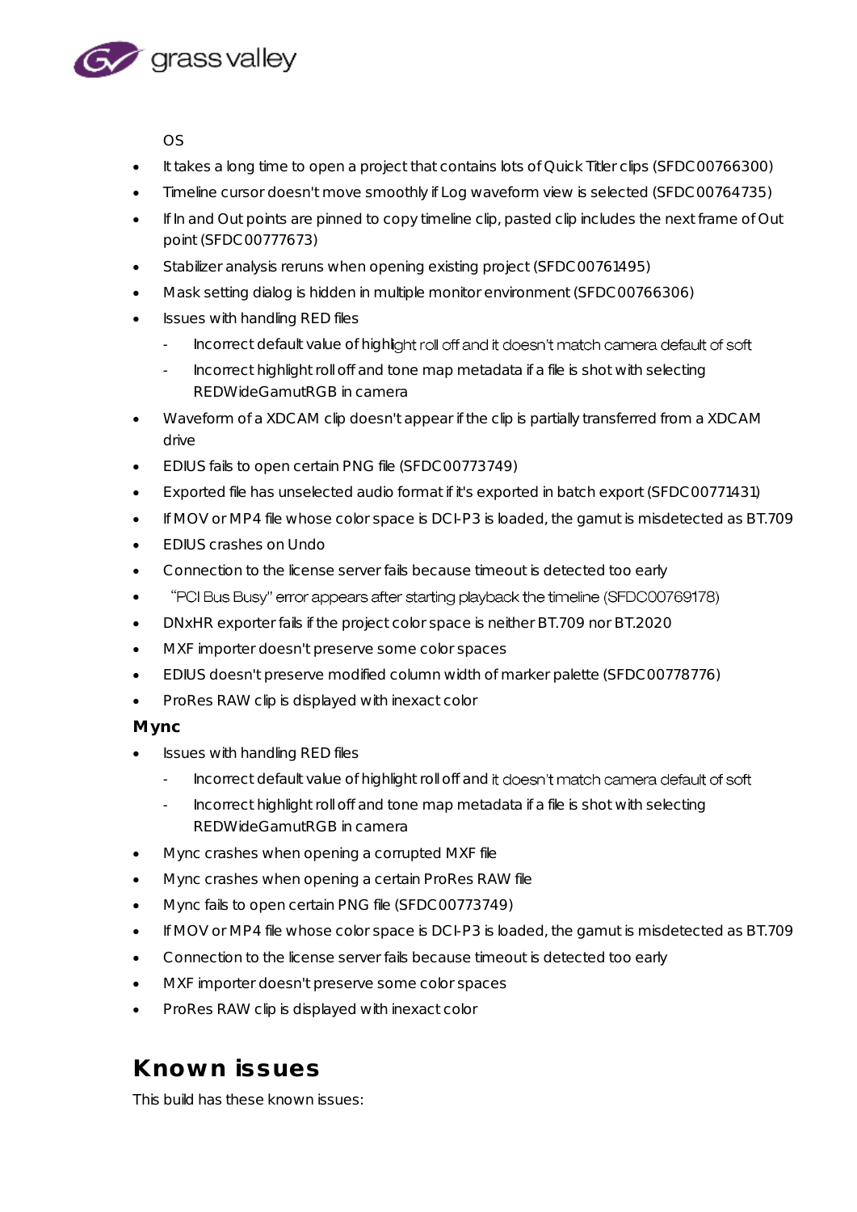OS

- It takes a long time to open a project that contains lots of Quick Titler clips (SFDC00766300)
- Timeline cursor doesn't move smoothly if Log waveform view is selected (SFDC00764735)
- If In and Out points are pinned to copy timeline clip, pasted clip includes the next frame of Out point (SFDC00777673)
- Stabilizer analysis reruns when opening existing project (SFDC00761495)
- Mask setting dialog is hidden in multiple monitor environment (SFDC00766306)
- Issues with handling RED files
  - Incorrect default value of highlight roll off and it doesn't match camera default of soft
  - Incorrect highlight roll off and tone map metadata if a file is shot with selecting REDWideGamutRGB in camera
- Waveform of a XDCAM clip doesn't appear if the clip is partially transferred from a XDCAM drive
- EDIUS fails to open certain PNG file (SFDC00773749)
- Exported file has unselected audio format if it's exported in batch export (SFDC00771431)
- If MOV or MP4 file whose color space is DCI-P3 is loaded, the gamut is misdetected as BT.709
- EDIUS crashes on Undo
- Connection to the license server fails because timeout is detected too early
- "PCI Bus Busy" error appears after starting playback the timeline (SFDC00769178)
- DNxHR exporter fails if the project color space is neither BT.709 nor BT.2020
- MXF importer doesn't preserve some color spaces
- EDIUS doesn't preserve modified column width of marker palette (SFDC00778776)
- ProRes RAW clip is displayed with inexact color

**Mync**

- Issues with handling RED files
  - Incorrect default value of highlight roll off and it doesn't match camera default of soft
  - Incorrect highlight roll off and tone map metadata if a file is shot with selecting REDWideGamutRGB in camera
- Mync crashes when opening a corrupted MXF file
- Mync crashes when opening a certain ProRes RAW file
- Mync fails to open certain PNG file (SFDC00773749)
- If MOV or MP4 file whose color space is DCI-P3 is loaded, the gamut is misdetected as BT.709
- Connection to the license server fails because timeout is detected too early
- MXF importer doesn't preserve some color spaces
- ProRes RAW clip is displayed with inexact color

## Known issues

This build has these known issues: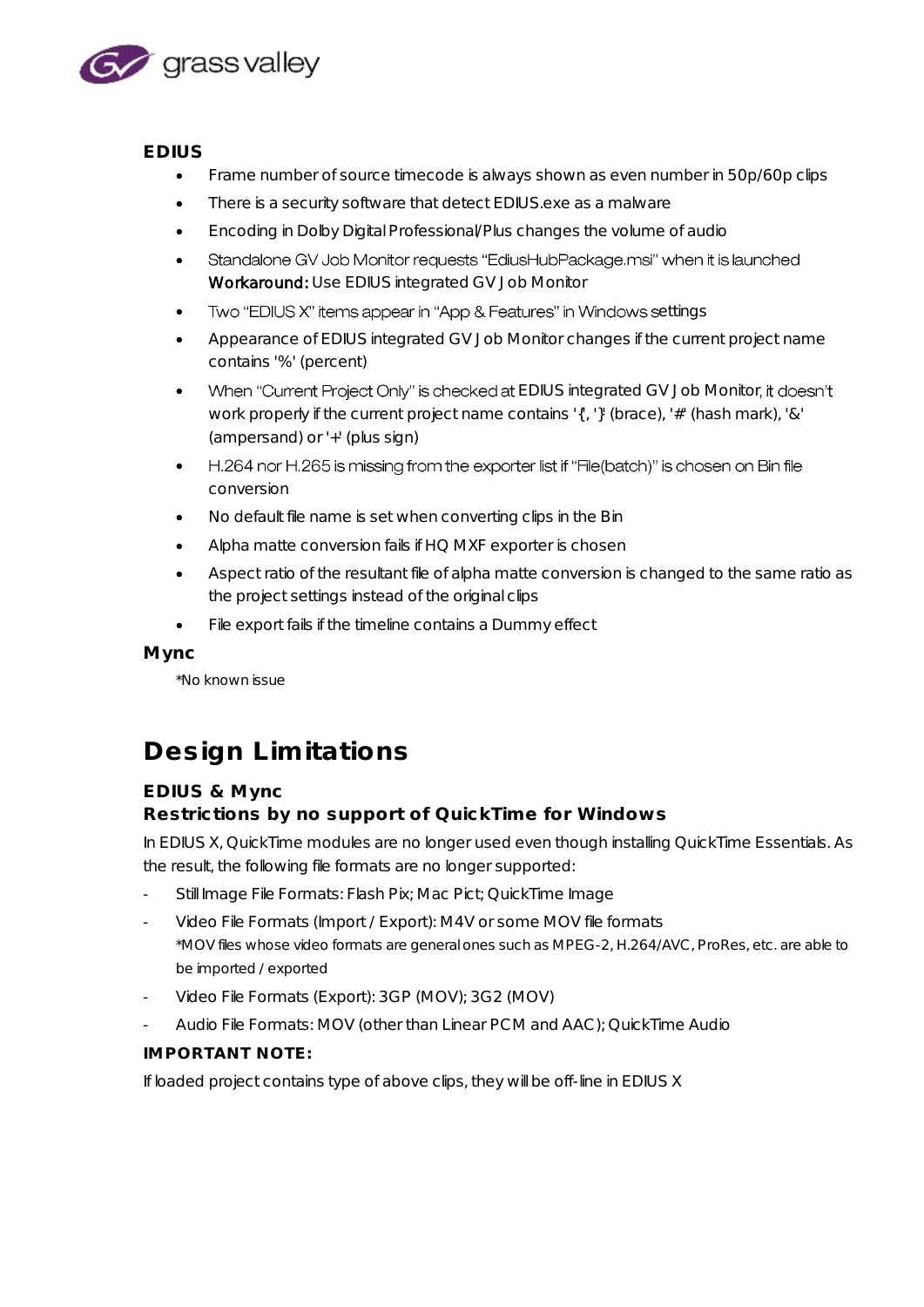### EDIUS

- Frame number of source timecode is always shown as even number in 50p/60p clips
- There is a security software that detect EDIUS.exe as a malware
- Encoding in Dolby Digital Professional/Plus changes the volume of audio
- Standalone GV Job Monitor requests "EdiusHubPackage.msi" when it is launched
  **Workaround:** Use EDIUS integrated GV Job Monitor
- Two "EDIUS X" items appear in "App & Features" in Windows settings
- Appearance of EDIUS integrated GV Job Monitor changes if the current project name contains '%' (percent)
- When "Current Project Only" is checked at EDIUS integrated GV Job Monitor, it doesn't work properly if the current project name contains '{, '}' (brace), '#' (hash mark), '&' (ampersand) or '+' (plus sign)
- H.264 nor H.265 is missing from the exporter list if "File(batch)" is chosen on Bin file conversion
- No default file name is set when converting clips in the Bin
- Alpha matte conversion fails if HQ MXF exporter is chosen
- Aspect ratio of the resultant file of alpha matte conversion is changed to the same ratio as the project settings instead of the original clips
- File export fails if the timeline contains a Dummy effect

### Mync

*No known issue

# Design Limitations

### EDIUS & Mync

### Restrictions by no support of QuickTime for Windows

In EDIUS X, QuickTime modules are no longer used even though installing QuickTime Essentials. As the result, the following file formats are no longer supported:

- Still Image File Formats: Flash Pix; Mac Pict; QuickTime Image
- Video File Formats (Import / Export): M4V or some MOV file formats
  *MOV files whose video formats are general ones such as MPEG-2, H.264/AVC, ProRes, etc. are able to be imported / exported
- Video File Formats (Export): 3GP (MOV); 3G2 (MOV)
- Audio File Formats: MOV (other than Linear PCM and AAC); QuickTime Audio

**IMPORTANT NOTE:**

If loaded project contains type of above clips, they will be off-line in EDIUS X